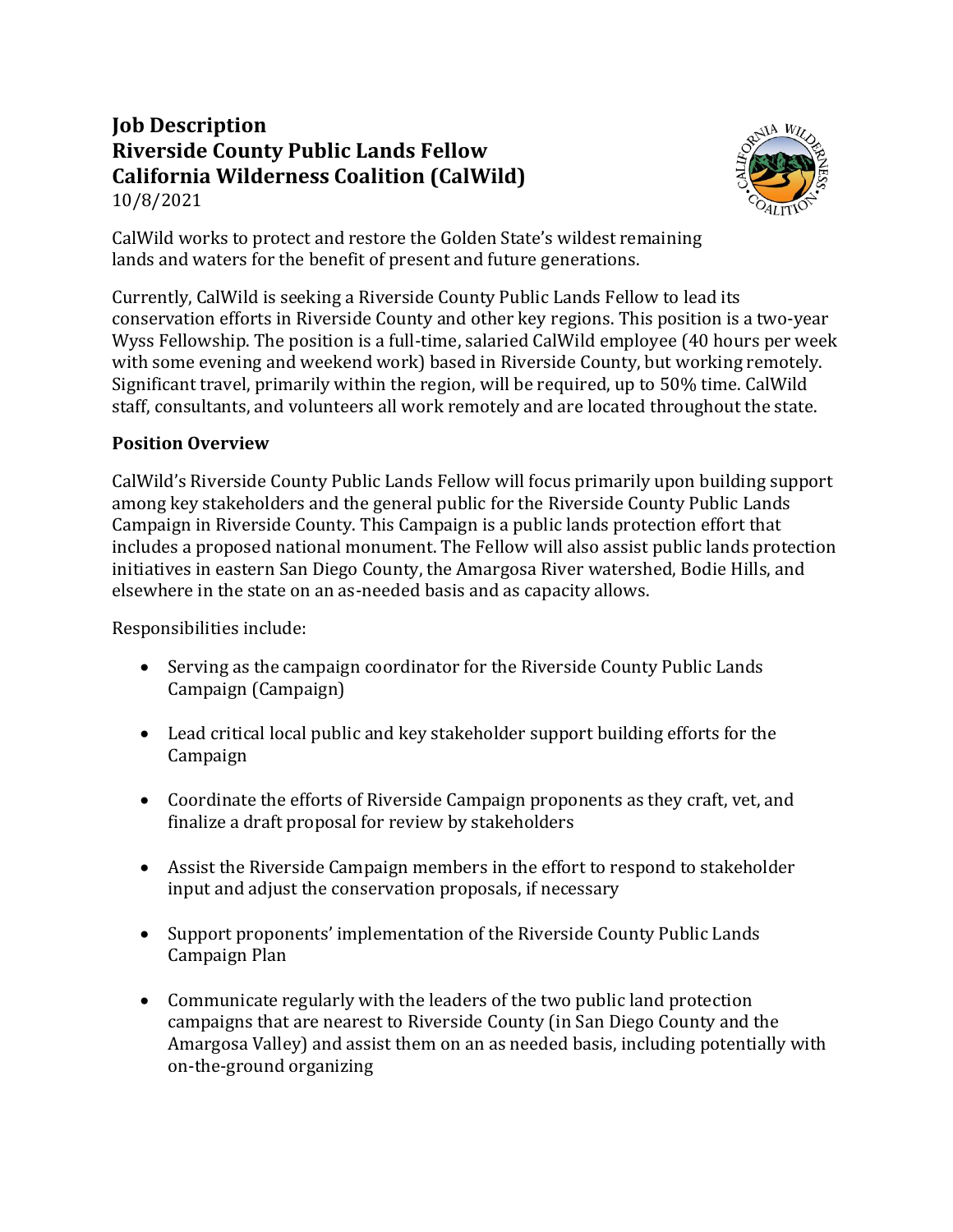**Job Description**
**Riverside County Public Lands Fellow**
**California Wilderness Coalition (CalWild)**
10/8/2021

CalWild works to protect and restore the Golden State's wildest remaining lands and waters for the benefit of present and future generations.

Currently, CalWild is seeking a Riverside County Public Lands Fellow to lead its conservation efforts in Riverside County and other key regions. This position is a two-year Wyss Fellowship. The position is a full-time, salaried CalWild employee (40 hours per week with some evening and weekend work) based in Riverside County, but working remotely. Significant travel, primarily within the region, will be required, up to 50% time. CalWild staff, consultants, and volunteers all work remotely and are located throughout the state.

**Position Overview**

CalWild's Riverside County Public Lands Fellow will focus primarily upon building support among key stakeholders and the general public for the Riverside County Public Lands Campaign in Riverside County. This Campaign is a public lands protection effort that includes a proposed national monument. The Fellow will also assist public lands protection initiatives in eastern San Diego County, the Amargosa River watershed, Bodie Hills, and elsewhere in the state on an as-needed basis and as capacity allows.

Responsibilities include:

- Serving as the campaign coordinator for the Riverside County Public Lands Campaign (Campaign)
- Lead critical local public and key stakeholder support building efforts for the Campaign
- Coordinate the efforts of Riverside Campaign proponents as they craft, vet, and finalize a draft proposal for review by stakeholders
- Assist the Riverside Campaign members in the effort to respond to stakeholder input and adjust the conservation proposals, if necessary
- Support proponents' implementation of the Riverside County Public Lands Campaign Plan
- Communicate regularly with the leaders of the two public land protection campaigns that are nearest to Riverside County (in San Diego County and the Amargosa Valley) and assist them on an as needed basis, including potentially with on-the-ground organizing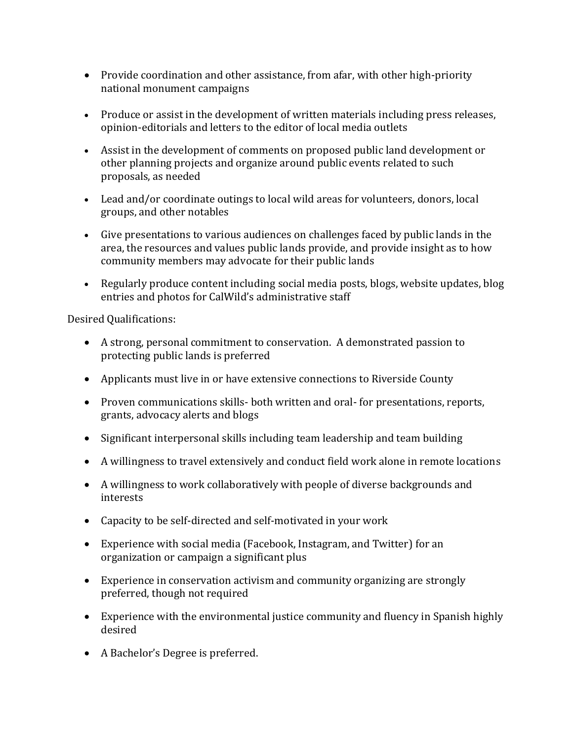- Provide coordination and other assistance, from afar, with other high-priority national monument campaigns

- Produce or assist in the development of written materials including press releases, opinion-editorials and letters to the editor of local media outlets

- Assist in the development of comments on proposed public land development or other planning projects and organize around public events related to such proposals, as needed

- Lead and/or coordinate outings to local wild areas for volunteers, donors, local groups, and other notables

- Give presentations to various audiences on challenges faced by public lands in the area, the resources and values public lands provide, and provide insight as to how community members may advocate for their public lands

- Regularly produce content including social media posts, blogs, website updates, blog entries and photos for CalWild's administrative staff

Desired Qualifications:

- A strong, personal commitment to conservation. A demonstrated passion to protecting public lands is preferred

- Applicants must live in or have extensive connections to Riverside County

- Proven communications skills- both written and oral- for presentations, reports, grants, advocacy alerts and blogs

- Significant interpersonal skills including team leadership and team building

- A willingness to travel extensively and conduct field work alone in remote locations

- A willingness to work collaboratively with people of diverse backgrounds and interests

- Capacity to be self-directed and self-motivated in your work

- Experience with social media (Facebook, Instagram, and Twitter) for an organization or campaign a significant plus

- Experience in conservation activism and community organizing are strongly preferred, though not required

- Experience with the environmental justice community and fluency in Spanish highly desired

- A Bachelor's Degree is preferred.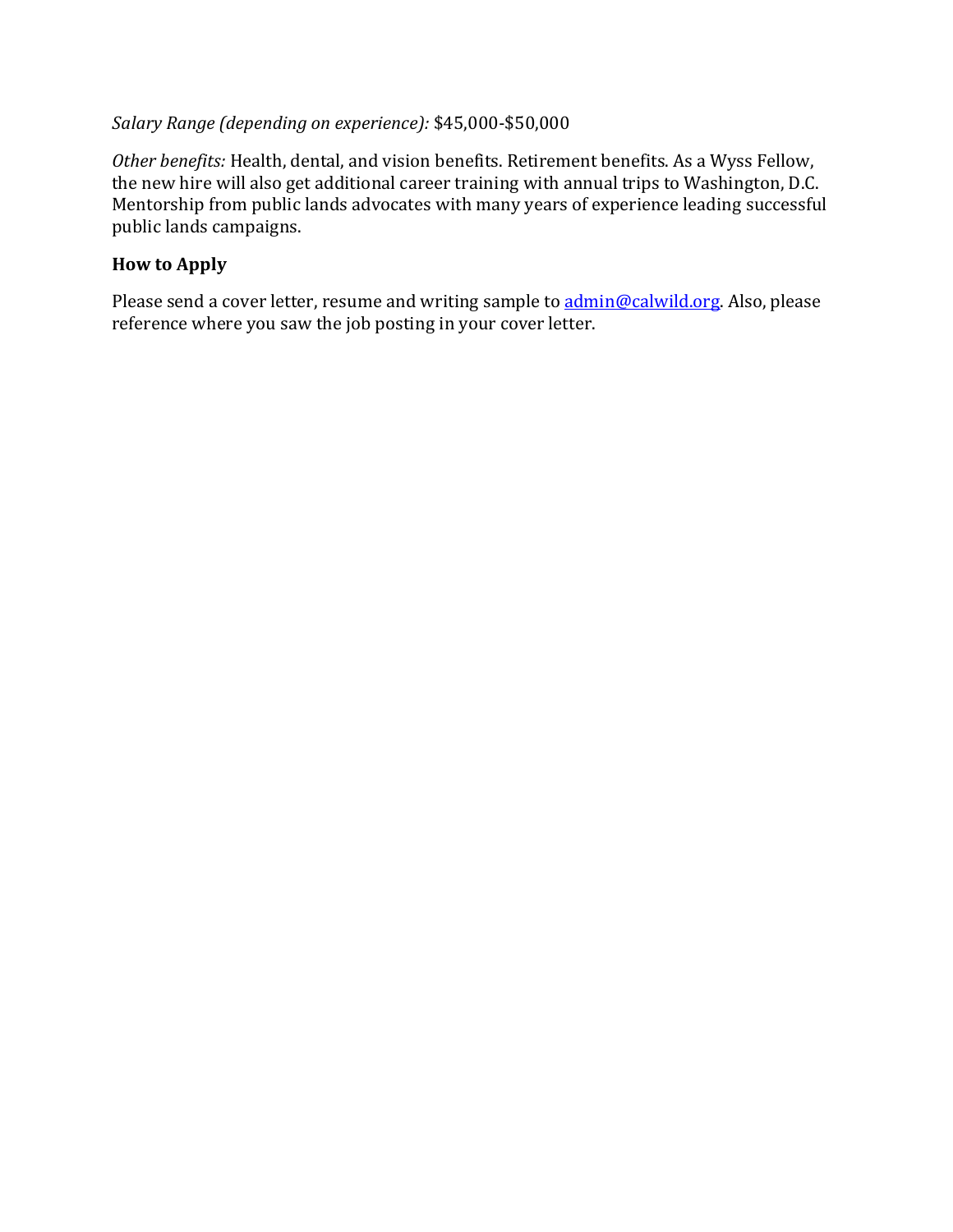*Salary Range (depending on experience):* $45,000-$50,000

*Other benefits:* Health, dental, and vision benefits. Retirement benefits. As a Wyss Fellow, the new hire will also get additional career training with annual trips to Washington, D.C. Mentorship from public lands advocates with many years of experience leading successful public lands campaigns.

**How to Apply**

Please send a cover letter, resume and writing sample to [admin@calwild.org](mailto:admin@calwild.org). Also, please reference where you saw the job posting in your cover letter.